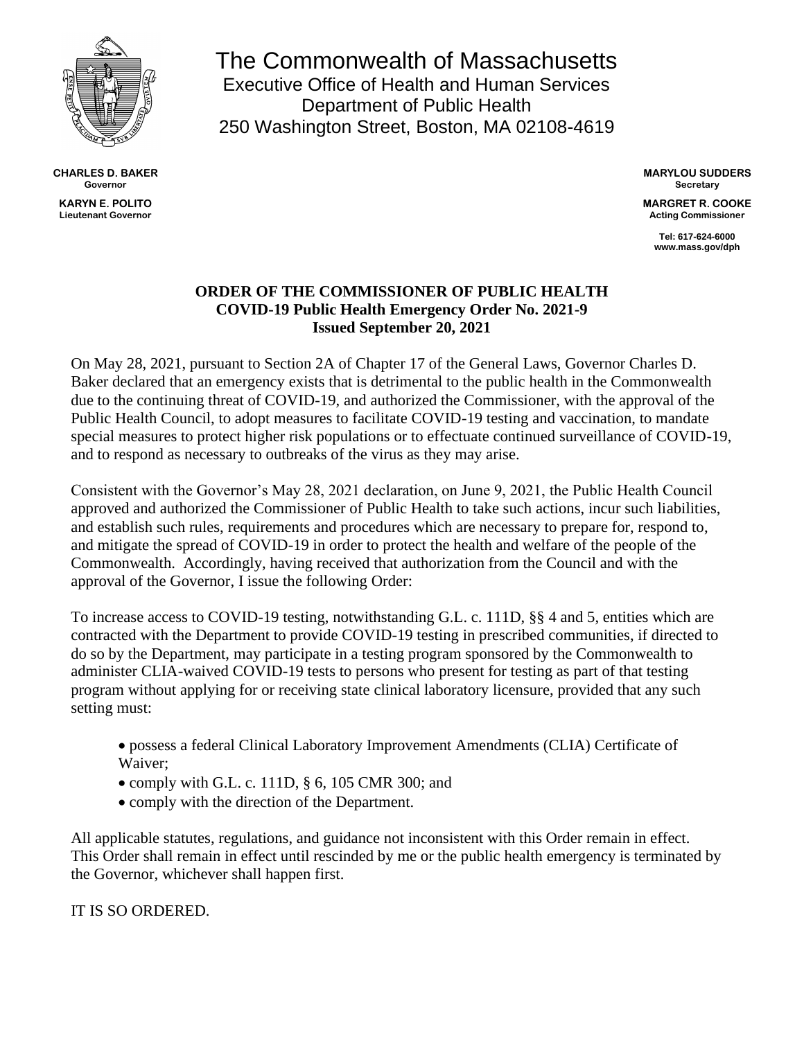# The Commonwealth of Massachusetts

Executive Office of Health and Human Services
Department of Public Health
250 Washington Street, Boston, MA 02108-4619

**CHARLES D. BAKER**
**Governor**

**KARYN E. POLITO**
**Lieutenant Governor**

**MARYLOU SUDDERS**
**Secretary**

**MARGRET R. COOKE**
**Acting Commissioner**

**Tel: 617-624-6000**
**www.mass.gov/dph**

## ORDER OF THE COMMISSIONER OF PUBLIC HEALTH
## COVID-19 Public Health Emergency Order No. 2021-9
## Issued September 20, 2021

On May 28, 2021, pursuant to Section 2A of Chapter 17 of the General Laws, Governor Charles D. Baker declared that an emergency exists that is detrimental to the public health in the Commonwealth due to the continuing threat of COVID-19, and authorized the Commissioner, with the approval of the Public Health Council, to adopt measures to facilitate COVID-19 testing and vaccination, to mandate special measures to protect higher risk populations or to effectuate continued surveillance of COVID-19, and to respond as necessary to outbreaks of the virus as they may arise.

Consistent with the Governor's May 28, 2021 declaration, on June 9, 2021, the Public Health Council approved and authorized the Commissioner of Public Health to take such actions, incur such liabilities, and establish such rules, requirements and procedures which are necessary to prepare for, respond to, and mitigate the spread of COVID-19 in order to protect the health and welfare of the people of the Commonwealth. Accordingly, having received that authorization from the Council and with the approval of the Governor, I issue the following Order:

To increase access to COVID-19 testing, notwithstanding G.L. c. 111D, §§ 4 and 5, entities which are contracted with the Department to provide COVID-19 testing in prescribed communities, if directed to do so by the Department, may participate in a testing program sponsored by the Commonwealth to administer CLIA-waived COVID-19 tests to persons who present for testing as part of that testing program without applying for or receiving state clinical laboratory licensure, provided that any such setting must:

- possess a federal Clinical Laboratory Improvement Amendments (CLIA) Certificate of Waiver;
- comply with G.L. c. 111D, § 6, 105 CMR 300; and
- comply with the direction of the Department.

All applicable statutes, regulations, and guidance not inconsistent with this Order remain in effect. This Order shall remain in effect until rescinded by me or the public health emergency is terminated by the Governor, whichever shall happen first.

IT IS SO ORDERED.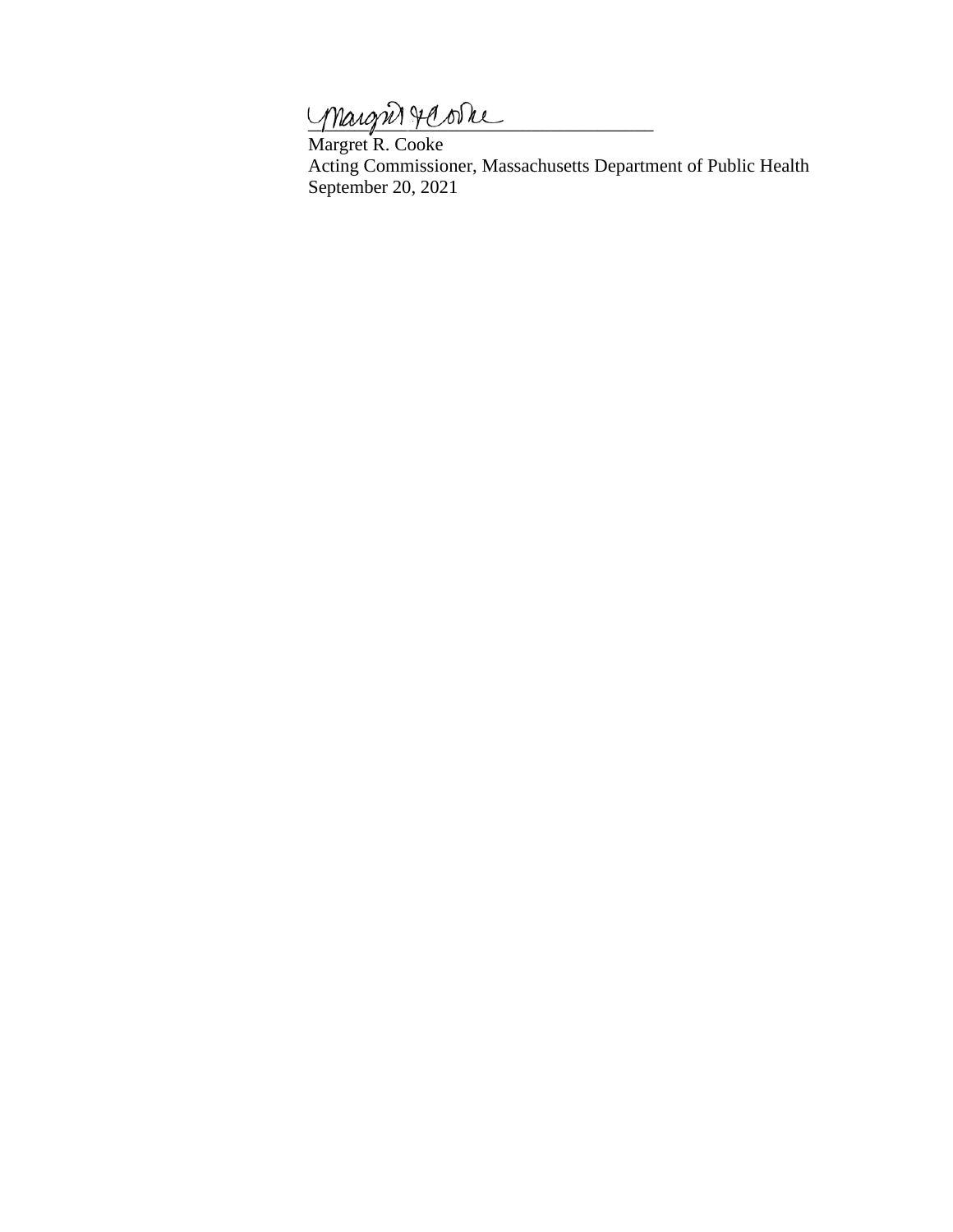\_\_\_\_\_\_\_\_\_\_\_\_\_\_\_\_\_\_\_\_\_\_\_\_\_\_\_\_\_\_\_\_\_\_\_\_

Margret R. Cooke
Acting Commissioner, Massachusetts Department of Public Health
September 20, 2021